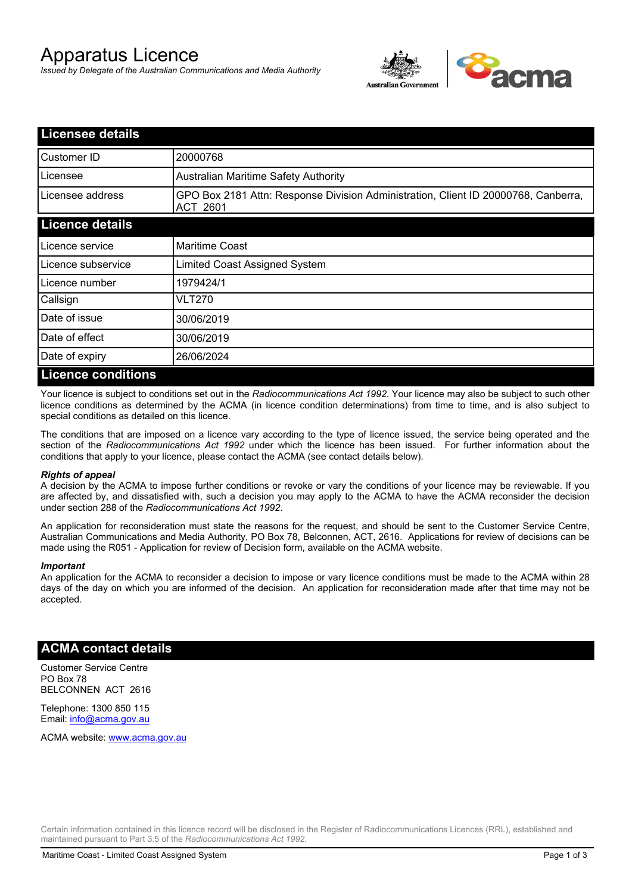# Apparatus Licence

*Issued by Delegate of the Australian Communications and Media Authority*

## Licensee details

| | |
|---|---|
| Customer ID | 20000768 |
| Licensee | Australian Maritime Safety Authority |
| Licensee address | GPO Box 2181 Attn: Response Division Administration, Client ID 20000768, Canberra, ACT 2601 |

## Licence details

| | |
|---|---|
| Licence service | Maritime Coast |
| Licence subservice | Limited Coast Assigned System |
| Licence number | 1979424/1 |
| Callsign | VLT270 |
| Date of issue | 30/06/2019 |
| Date of effect | 30/06/2019 |
| Date of expiry | 26/06/2024 |

## Licence conditions

Your licence is subject to conditions set out in the *Radiocommunications Act 1992*. Your licence may also be subject to such other licence conditions as determined by the ACMA (in licence condition determinations) from time to time, and is also subject to special conditions as detailed on this licence.

The conditions that are imposed on a licence vary according to the type of licence issued, the service being operated and the section of the *Radiocommunications Act 1992* under which the licence has been issued. For further information about the conditions that apply to your licence, please contact the ACMA (see contact details below).

***Rights of appeal***

A decision by the ACMA to impose further conditions or revoke or vary the conditions of your licence may be reviewable. If you are affected by, and dissatisfied with, such a decision you may apply to the ACMA to have the ACMA reconsider the decision under section 288 of the *Radiocommunications Act 1992*.

An application for reconsideration must state the reasons for the request, and should be sent to the Customer Service Centre, Australian Communications and Media Authority, PO Box 78, Belconnen, ACT, 2616. Applications for review of decisions can be made using the R051 - Application for review of Decision form, available on the ACMA website.

***Important***

An application for the ACMA to reconsider a decision to impose or vary licence conditions must be made to the ACMA within 28 days of the day on which you are informed of the decision. An application for reconsideration made after that time may not be accepted.

## ACMA contact details

Customer Service Centre
PO Box 78
BELCONNEN ACT 2616

Telephone: 1300 850 115
Email: info@acma.gov.au

ACMA website: www.acma.gov.au

Certain information contained in this licence record will be disclosed in the Register of Radiocommunications Licences (RRL), established and maintained pursuant to Part 3.5 of the *Radiocommunications Act 1992.*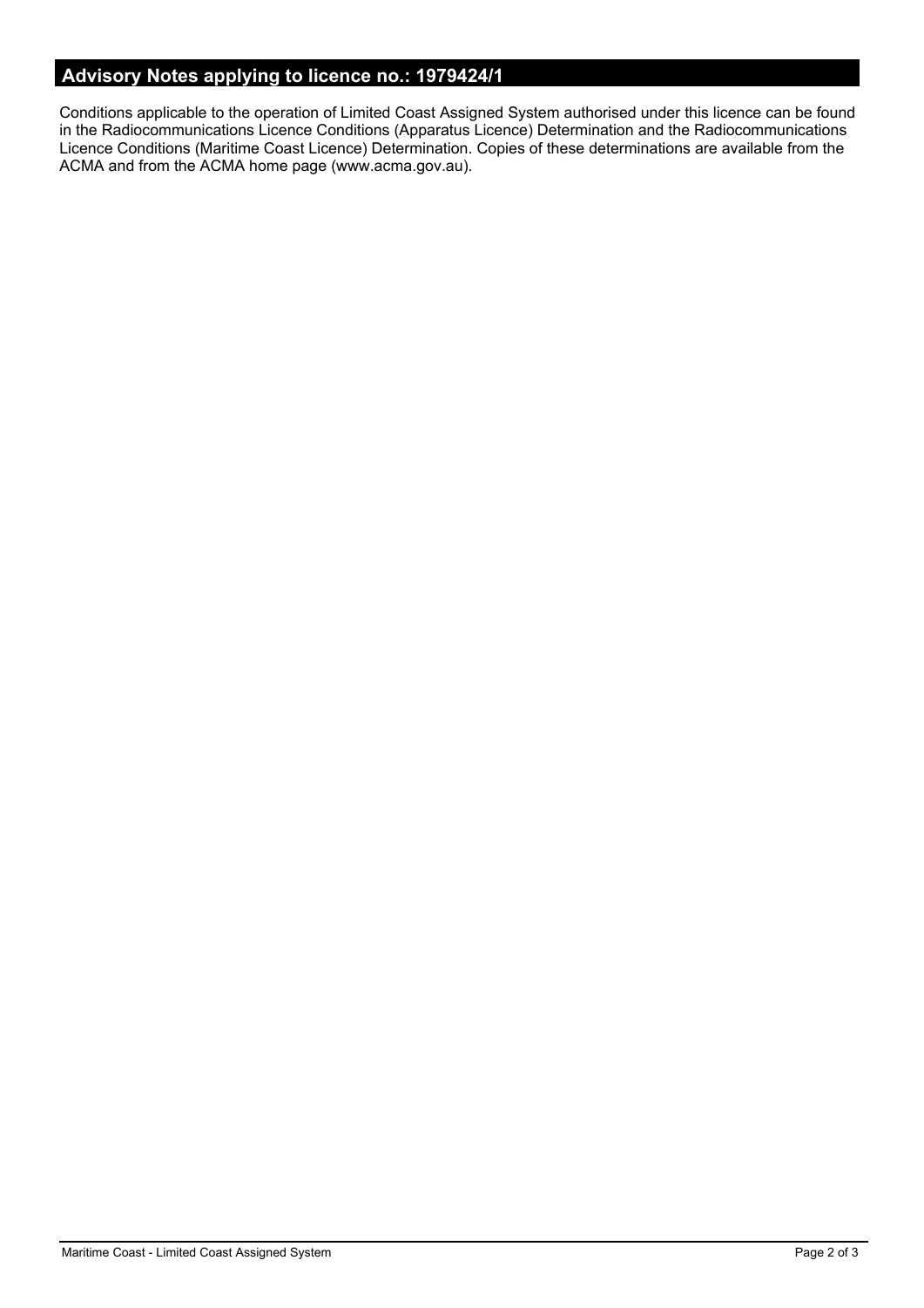## Advisory Notes applying to licence no.: 1979424/1

Conditions applicable to the operation of Limited Coast Assigned System authorised under this licence can be found in the Radiocommunications Licence Conditions (Apparatus Licence) Determination and the Radiocommunications Licence Conditions (Maritime Coast Licence) Determination. Copies of these determinations are available from the ACMA and from the ACMA home page (www.acma.gov.au).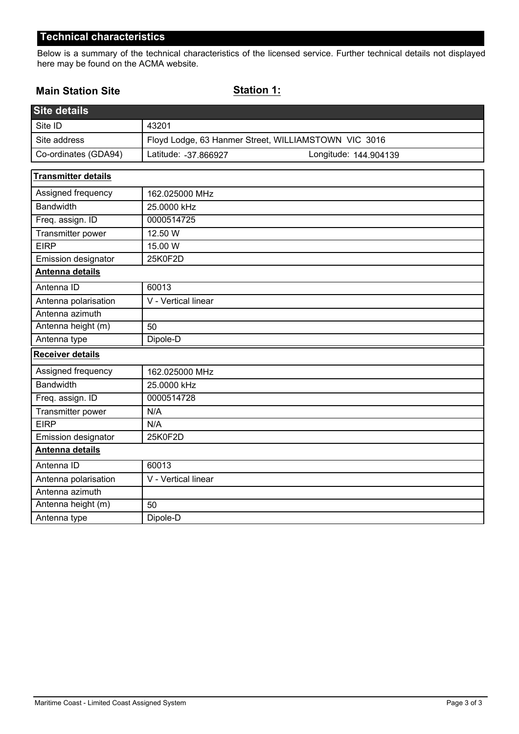## Technical characteristics

Below is a summary of the technical characteristics of the licensed service. Further technical details not displayed here may be found on the ACMA website.

**Main Station Site**

**Station 1:**

| Site details | |
| --- | --- |
| Site ID | 43201 |
| Site address | Floyd Lodge, 63 Hanmer Street, WILLIAMSTOWN VIC 3016 |
| Co-ordinates (GDA94) | Latitude: -37.866927 Longitude: 144.904139 |

| Transmitter details | |
| --- | --- |
| Assigned frequency | 162.025000 MHz |
| Bandwidth | 25.0000 kHz |
| Freq. assign. ID | 0000514725 |
| Transmitter power | 12.50 W |
| EIRP | 15.00 W |
| Emission designator | 25K0F2D |
| **Antenna details** | |
| Antenna ID | 60013 |
| Antenna polarisation | V - Vertical linear |
| Antenna azimuth | |
| Antenna height (m) | 50 |
| Antenna type | Dipole-D |

| Receiver details | |
| --- | --- |
| Assigned frequency | 162.025000 MHz |
| Bandwidth | 25.0000 kHz |
| Freq. assign. ID | 0000514728 |
| Transmitter power | N/A |
| EIRP | N/A |
| Emission designator | 25K0F2D |
| **Antenna details** | |
| Antenna ID | 60013 |
| Antenna polarisation | V - Vertical linear |
| Antenna azimuth | |
| Antenna height (m) | 50 |
| Antenna type | Dipole-D |